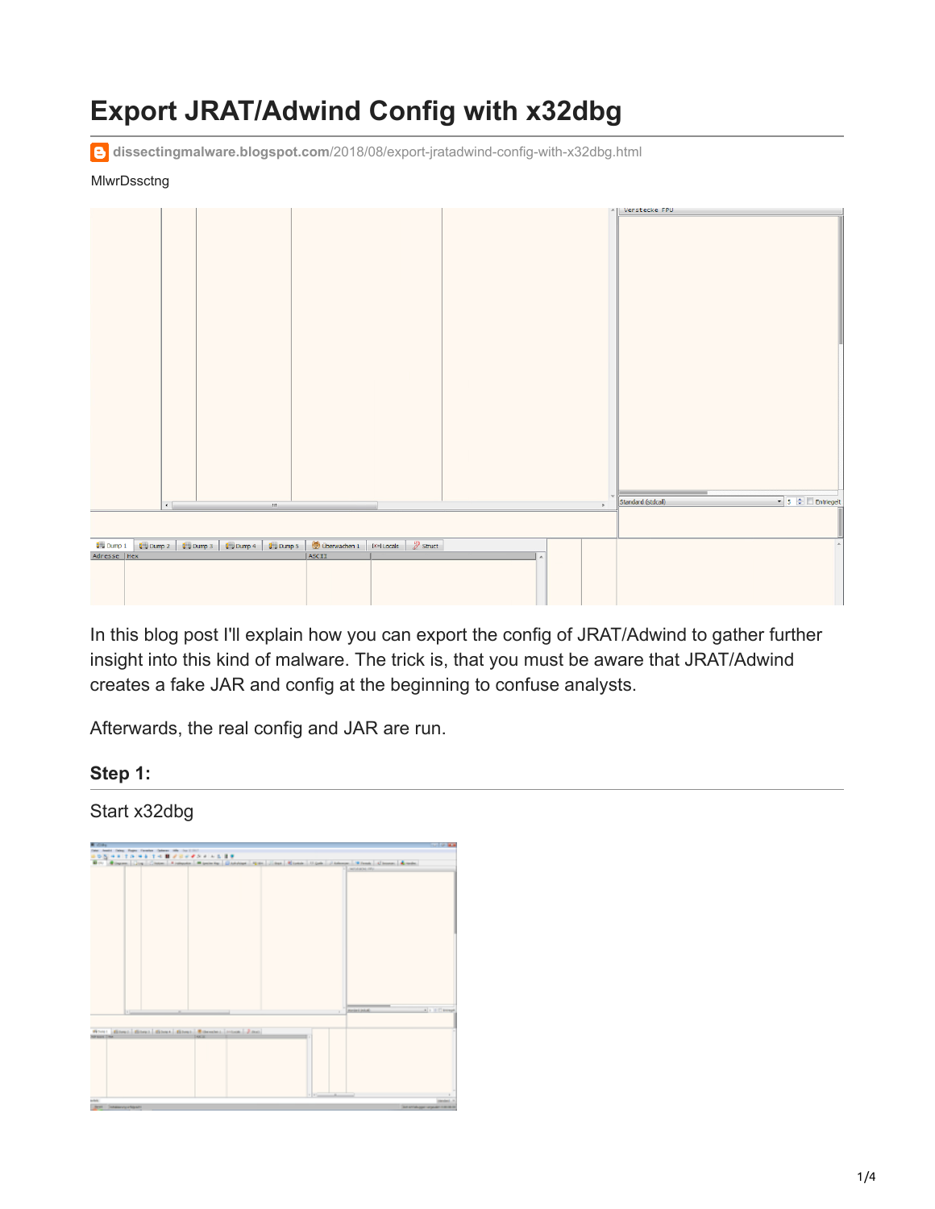# Export JRAT/Adwind Config with x32dbg

dissectingmalware.blogspot.com/2018/08/export-jratadwind-config-with-x32dbg.html

MlwrDssctng

In this blog post I'll explain how you can export the config of JRAT/Adwind to gather further insight into this kind of malware. The trick is, that you must be aware that JRAT/Adwind creates a fake JAR and config at the beginning to confuse analysts.

Afterwards, the real config and JAR are run.

## Step 1:

Start x32dbg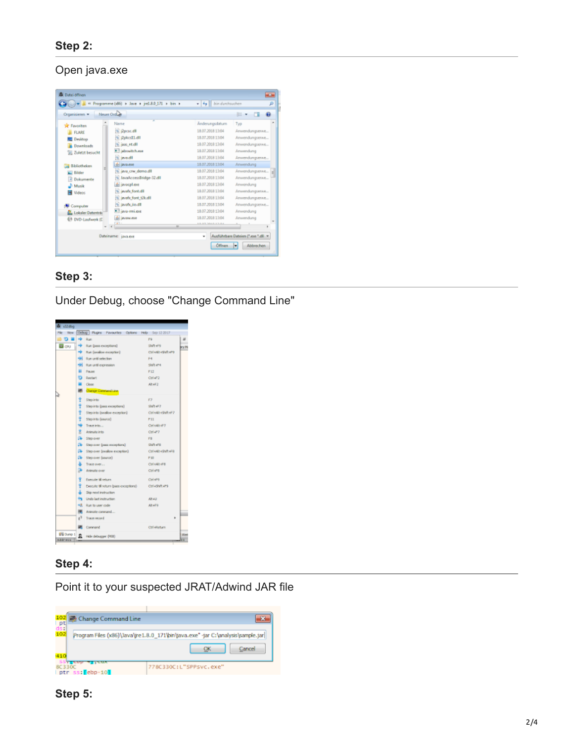### Step 2:

Open java.exe

### Step 3:

Under Debug, choose "Change Command Line"

### Step 4:

Point it to your suspected JRAT/Adwind JAR file

### Step 5: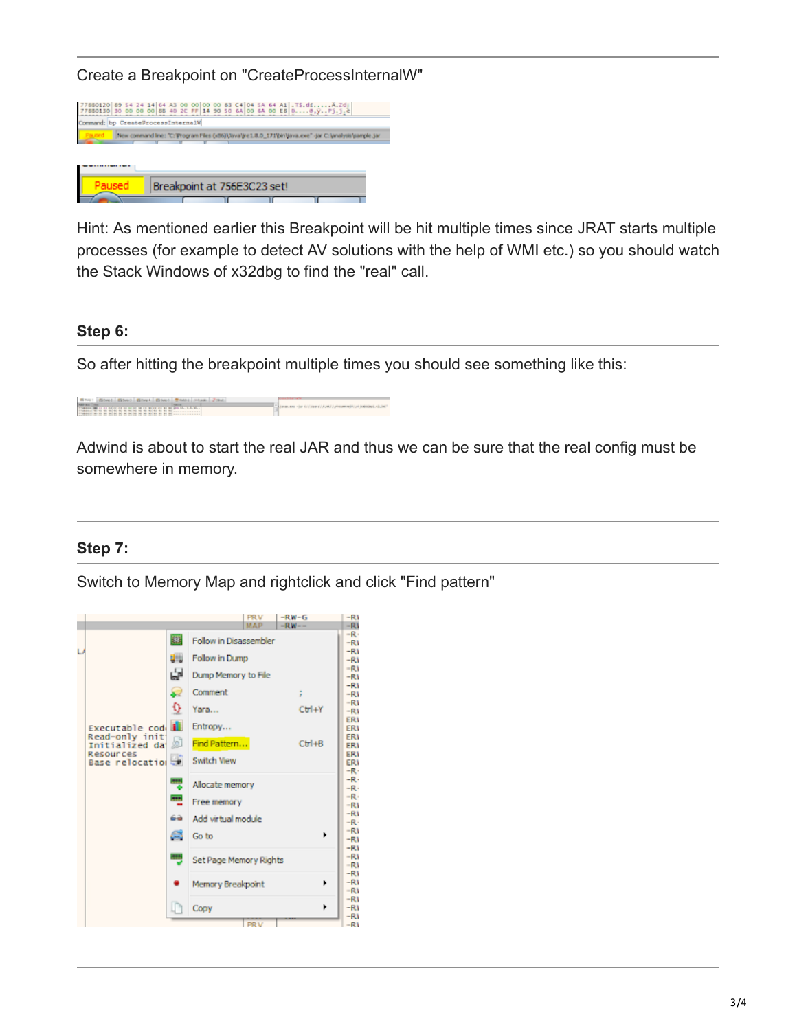Create a Breakpoint on "CreateProcessInternalW"

Hint: As mentioned earlier this Breakpoint will be hit multiple times since JRAT starts multiple processes (for example to detect AV solutions with the help of WMI etc.) so you should watch the Stack Windows of x32dbg to find the "real" call.

### Step 6:

So after hitting the breakpoint multiple times you should see something like this:

Adwind is about to start the real JAR and thus we can be sure that the real config must be somewhere in memory.

### Step 7:

Switch to Memory Map and rightclick and click "Find pattern"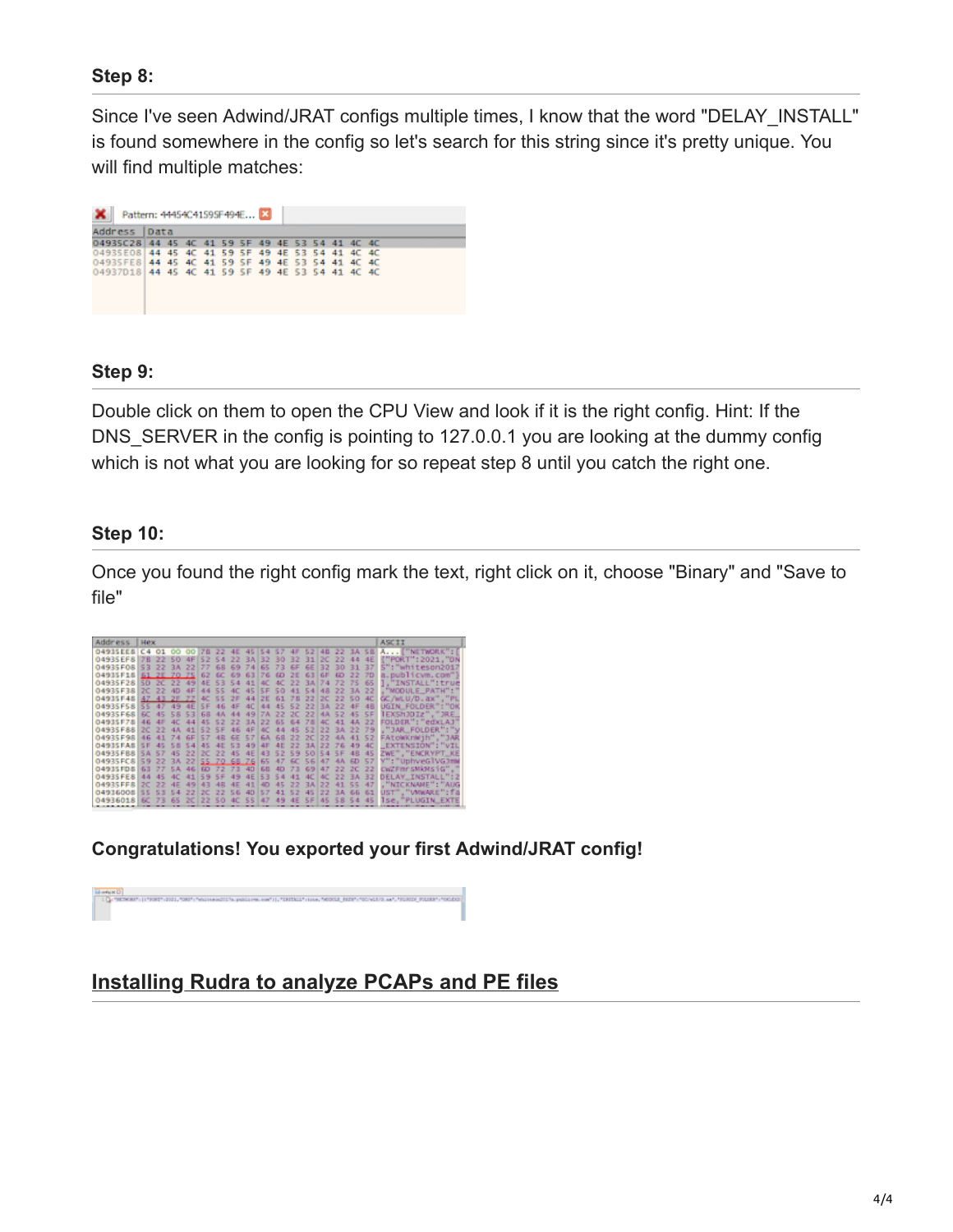**Step 8:**

Since I've seen Adwind/JRAT configs multiple times, I know that the word "DELAY_INSTALL" is found somewhere in the config so let's search for this string since it's pretty unique. You will find multiple matches:

**Step 9:**

Double click on them to open the CPU View and look if it is the right config. Hint: If the DNS_SERVER in the config is pointing to 127.0.0.1 you are looking at the dummy config which is not what you are looking for so repeat step 8 until you catch the right one.

**Step 10:**

Once you found the right config mark the text, right click on it, choose "Binary" and "Save to file"

**Congratulations! You exported your first Adwind/JRAT config!**

## Installing Rudra to analyze PCAPs and PE files